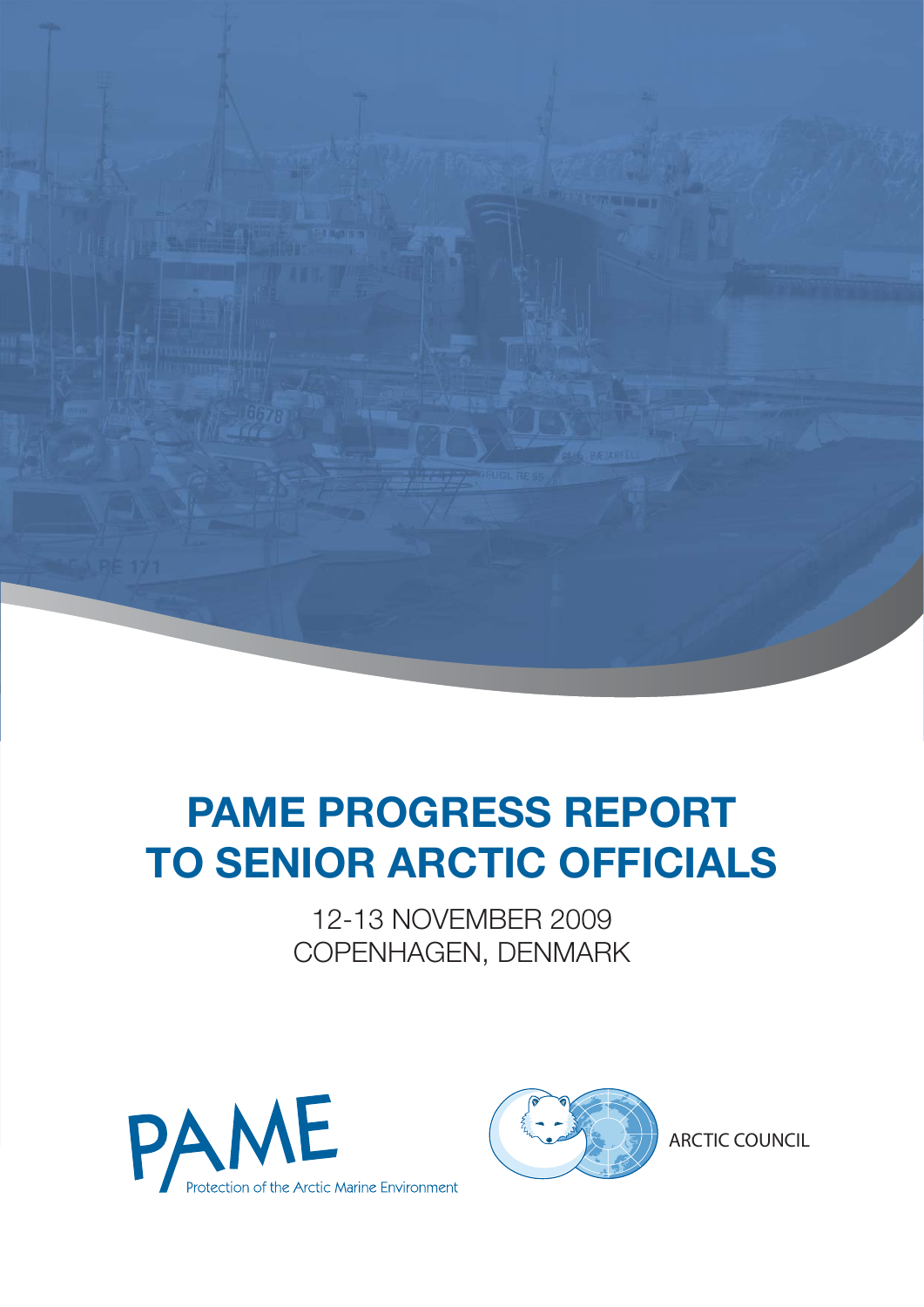# PAME PROGRESS REPORT TO SENIOR ARCTIC OFFICIALS

12-13 NOVEMBER 2009
COPENHAGEN, DENMARK

PAME
Protection of the Arctic Marine Environment

ARCTIC COUNCIL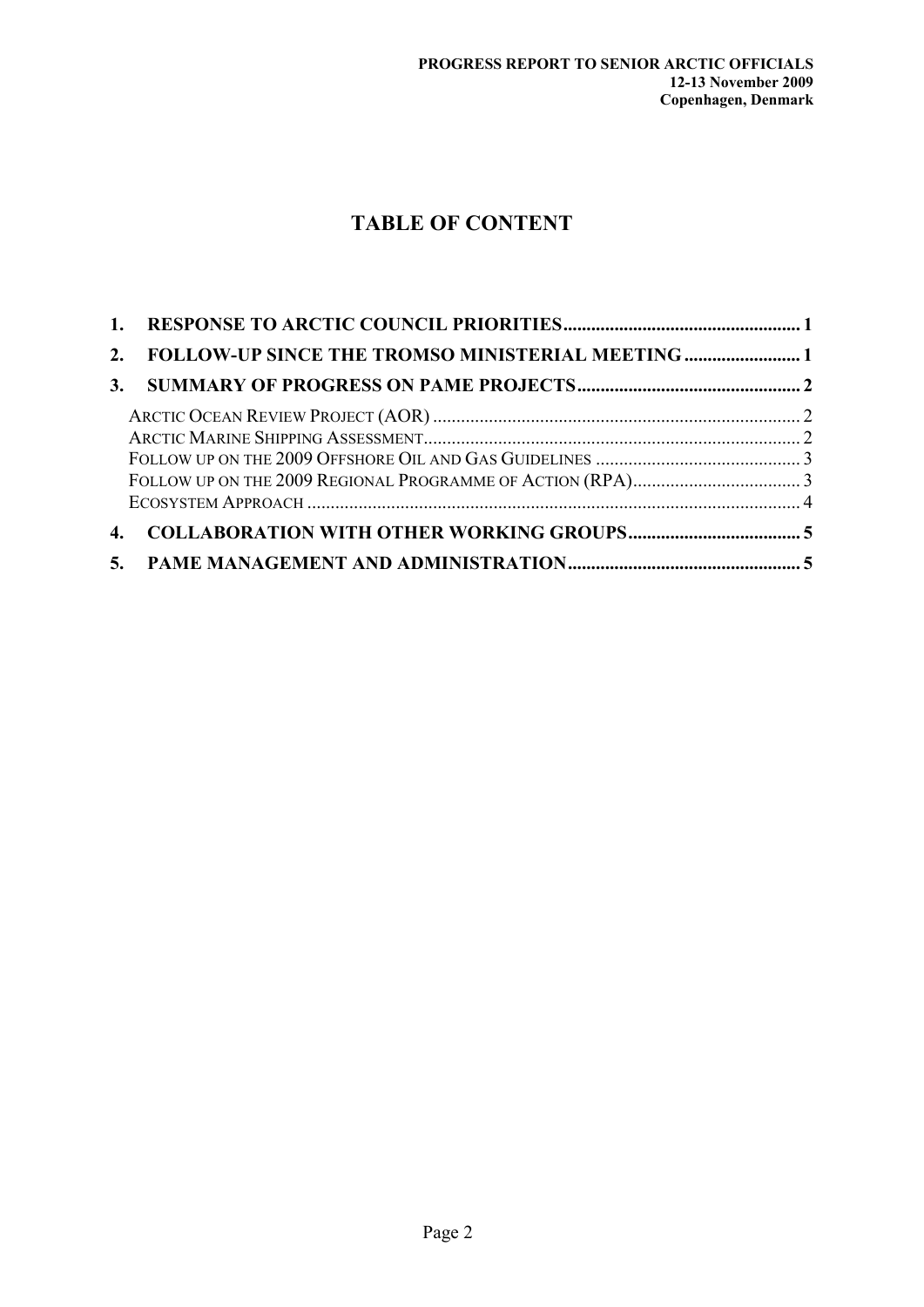# TABLE OF CONTENT

1. **RESPONSE TO ARCTIC COUNCIL PRIORITIES** ........................................ 1
2. **FOLLOW-UP SINCE THE TROMSO MINISTERIAL MEETING** ........................ 1
3. **SUMMARY OF PROGRESS ON PAME PROJECTS** ........................................ 2

   ARCTIC OCEAN REVIEW PROJECT (AOR) ........................................ 2
   ARCTIC MARINE SHIPPING ASSESSMENT ........................................ 2
   FOLLOW UP ON THE 2009 OFFSHORE OIL AND GAS GUIDELINES ........................................ 3
   FOLLOW UP ON THE 2009 REGIONAL PROGRAMME OF ACTION (RPA) ........................................ 3
   ECOSYSTEM APPROACH ........................................ 4

4. **COLLABORATION WITH OTHER WORKING GROUPS** ........................................ 5
5. **PAME MANAGEMENT AND ADMINISTRATION** ........................................ 5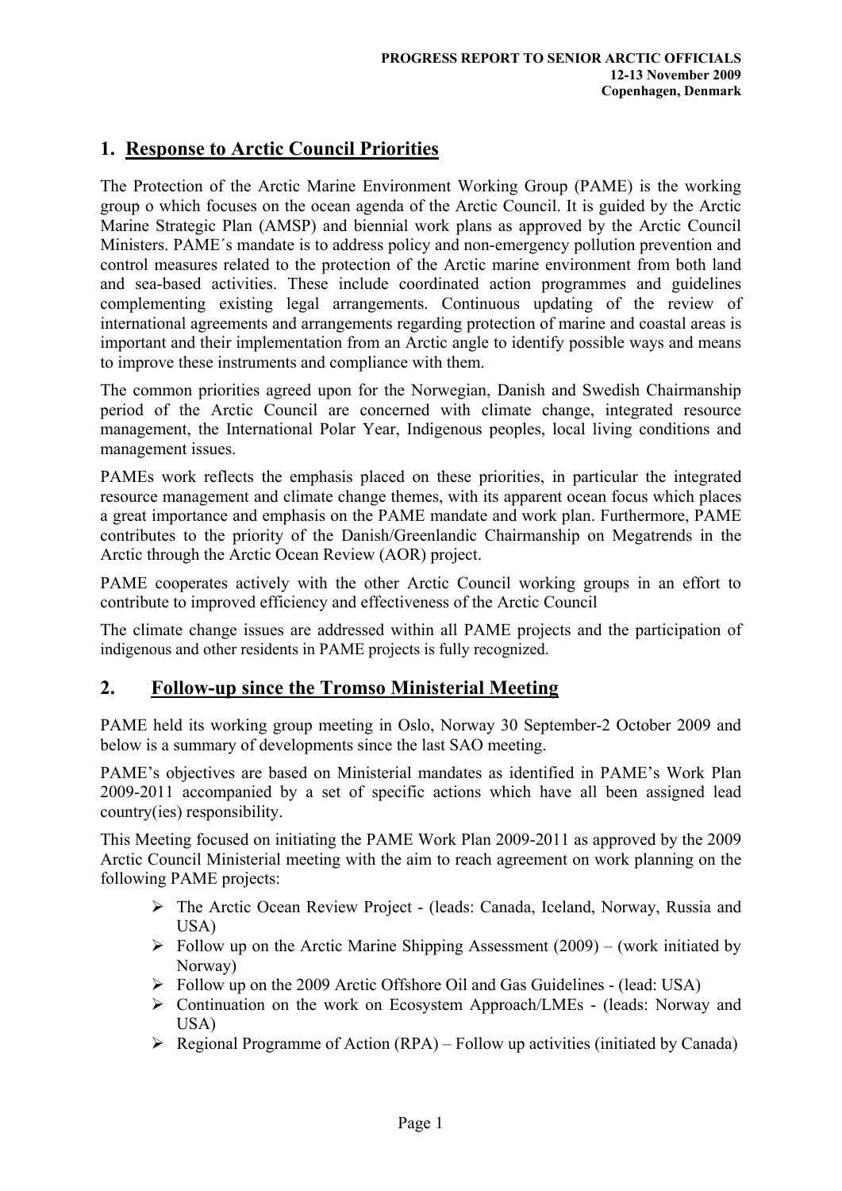**PROGRESS REPORT TO SENIOR ARCTIC OFFICIALS**
**12-13 November 2009**
**Copenhagen, Denmark**

## 1. Response to Arctic Council Priorities

The Protection of the Arctic Marine Environment Working Group (PAME) is the working group o which focuses on the ocean agenda of the Arctic Council. It is guided by the Arctic Marine Strategic Plan (AMSP) and biennial work plans as approved by the Arctic Council Ministers. PAME´s mandate is to address policy and non-emergency pollution prevention and control measures related to the protection of the Arctic marine environment from both land and sea-based activities. These include coordinated action programmes and guidelines complementing existing legal arrangements. Continuous updating of the review of international agreements and arrangements regarding protection of marine and coastal areas is important and their implementation from an Arctic angle to identify possible ways and means to improve these instruments and compliance with them.

The common priorities agreed upon for the Norwegian, Danish and Swedish Chairmanship period of the Arctic Council are concerned with climate change, integrated resource management, the International Polar Year, Indigenous peoples, local living conditions and management issues.

PAMEs work reflects the emphasis placed on these priorities, in particular the integrated resource management and climate change themes, with its apparent ocean focus which places a great importance and emphasis on the PAME mandate and work plan. Furthermore, PAME contributes to the priority of the Danish/Greenlandic Chairmanship on Megatrends in the Arctic through the Arctic Ocean Review (AOR) project.

PAME cooperates actively with the other Arctic Council working groups in an effort to contribute to improved efficiency and effectiveness of the Arctic Council

The climate change issues are addressed within all PAME projects and the participation of indigenous and other residents in PAME projects is fully recognized.

## 2. Follow-up since the Tromso Ministerial Meeting

PAME held its working group meeting in Oslo, Norway 30 September-2 October 2009 and below is a summary of developments since the last SAO meeting.

PAME's objectives are based on Ministerial mandates as identified in PAME's Work Plan 2009-2011 accompanied by a set of specific actions which have all been assigned lead country(ies) responsibility.

This Meeting focused on initiating the PAME Work Plan 2009-2011 as approved by the 2009 Arctic Council Ministerial meeting with the aim to reach agreement on work planning on the following PAME projects:

- The Arctic Ocean Review Project - (leads: Canada, Iceland, Norway, Russia and USA)
- Follow up on the Arctic Marine Shipping Assessment (2009) – (work initiated by Norway)
- Follow up on the 2009 Arctic Offshore Oil and Gas Guidelines - (lead: USA)
- Continuation on the work on Ecosystem Approach/LMEs - (leads: Norway and USA)
- Regional Programme of Action (RPA) – Follow up activities (initiated by Canada)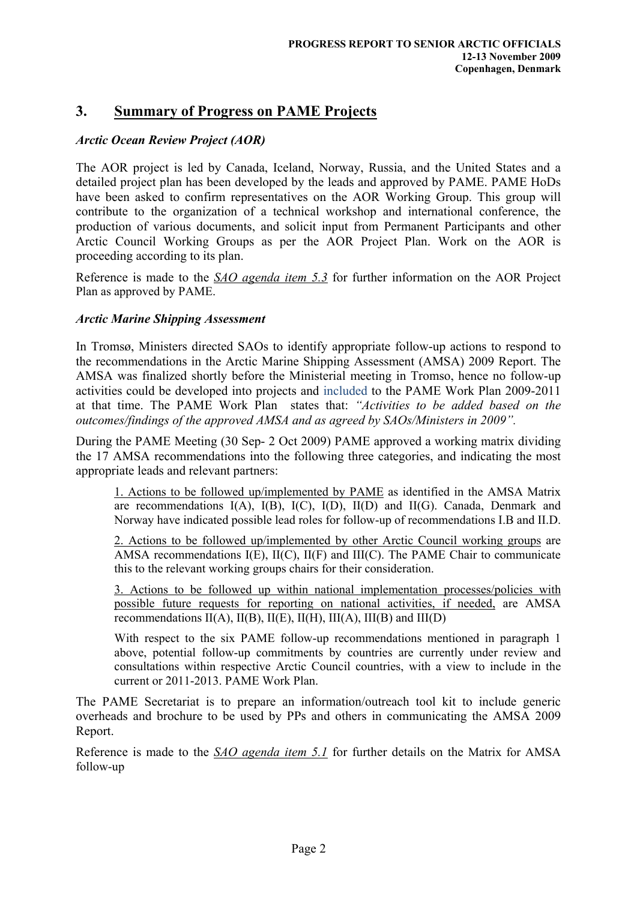## 3. Summary of Progress on PAME Projects

### *Arctic Ocean Review Project (AOR)*

The AOR project is led by Canada, Iceland, Norway, Russia, and the United States and a detailed project plan has been developed by the leads and approved by PAME. PAME HoDs have been asked to confirm representatives on the AOR Working Group. This group will contribute to the organization of a technical workshop and international conference, the production of various documents, and solicit input from Permanent Participants and other Arctic Council Working Groups as per the AOR Project Plan. Work on the AOR is proceeding according to its plan.

Reference is made to the *SAO agenda item 5.3* for further information on the AOR Project Plan as approved by PAME.

### *Arctic Marine Shipping Assessment*

In Tromsø, Ministers directed SAOs to identify appropriate follow-up actions to respond to the recommendations in the Arctic Marine Shipping Assessment (AMSA) 2009 Report. The AMSA was finalized shortly before the Ministerial meeting in Tromso, hence no follow-up activities could be developed into projects and included to the PAME Work Plan 2009-2011 at that time. The PAME Work Plan states that: *"Activities to be added based on the outcomes/findings of the approved AMSA and as agreed by SAOs/Ministers in 2009".*

During the PAME Meeting (30 Sep- 2 Oct 2009) PAME approved a working matrix dividing the 17 AMSA recommendations into the following three categories, and indicating the most appropriate leads and relevant partners:

> 1. Actions to be followed up/implemented by PAME as identified in the AMSA Matrix are recommendations I(A), I(B), I(C), I(D), II(D) and II(G). Canada, Denmark and Norway have indicated possible lead roles for follow-up of recommendations I.B and II.D.
>
> 2. Actions to be followed up/implemented by other Arctic Council working groups are AMSA recommendations I(E), II(C), II(F) and III(C). The PAME Chair to communicate this to the relevant working groups chairs for their consideration.
>
> 3. Actions to be followed up within national implementation processes/policies with possible future requests for reporting on national activities, if needed, are AMSA recommendations II(A), II(B), II(E), II(H), III(A), III(B) and III(D)
>
> With respect to the six PAME follow-up recommendations mentioned in paragraph 1 above, potential follow-up commitments by countries are currently under review and consultations within respective Arctic Council countries, with a view to include in the current or 2011-2013. PAME Work Plan.

The PAME Secretariat is to prepare an information/outreach tool kit to include generic overheads and brochure to be used by PPs and others in communicating the AMSA 2009 Report.

Reference is made to the *SAO agenda item 5.1* for further details on the Matrix for AMSA follow-up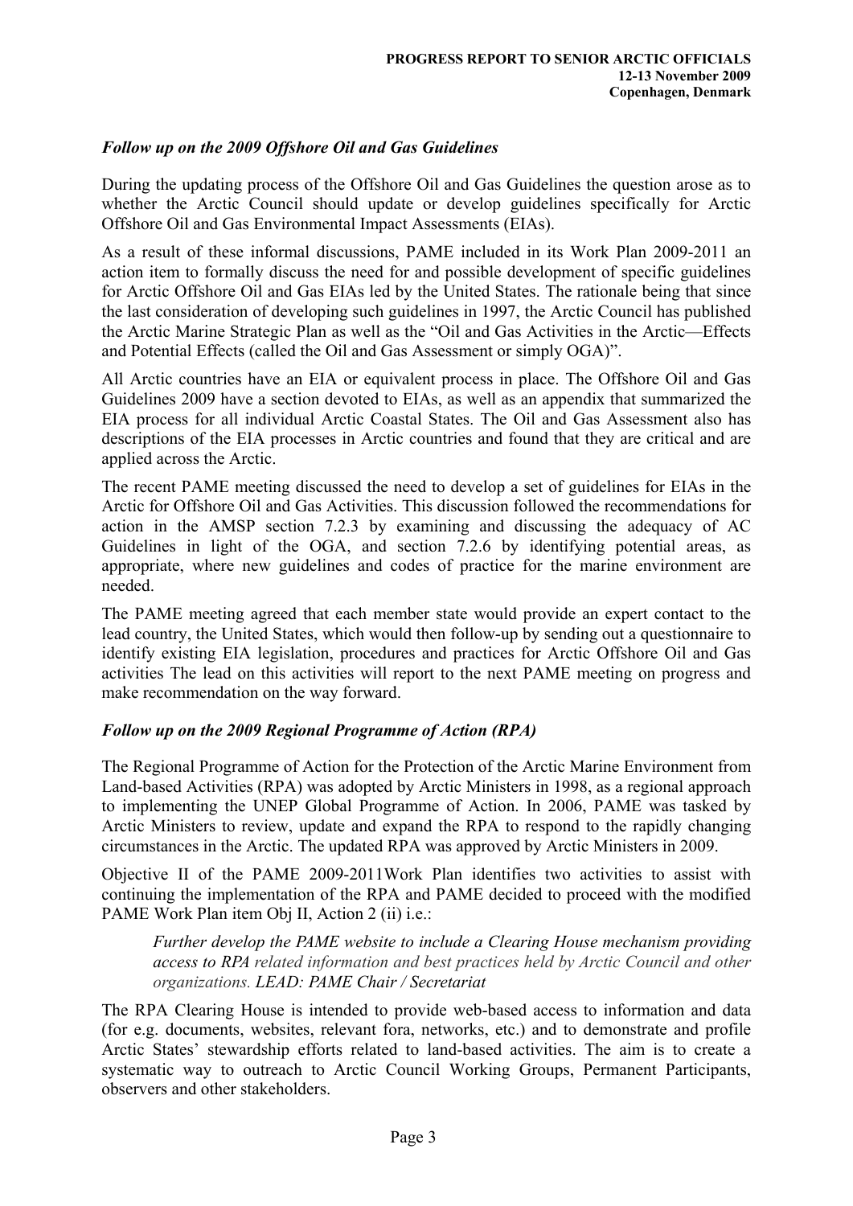### *Follow up on the 2009 Offshore Oil and Gas Guidelines*

During the updating process of the Offshore Oil and Gas Guidelines the question arose as to whether the Arctic Council should update or develop guidelines specifically for Arctic Offshore Oil and Gas Environmental Impact Assessments (EIAs).

As a result of these informal discussions, PAME included in its Work Plan 2009-2011 an action item to formally discuss the need for and possible development of specific guidelines for Arctic Offshore Oil and Gas EIAs led by the United States. The rationale being that since the last consideration of developing such guidelines in 1997, the Arctic Council has published the Arctic Marine Strategic Plan as well as the "Oil and Gas Activities in the Arctic—Effects and Potential Effects (called the Oil and Gas Assessment or simply OGA)".

All Arctic countries have an EIA or equivalent process in place. The Offshore Oil and Gas Guidelines 2009 have a section devoted to EIAs, as well as an appendix that summarized the EIA process for all individual Arctic Coastal States. The Oil and Gas Assessment also has descriptions of the EIA processes in Arctic countries and found that they are critical and are applied across the Arctic.

The recent PAME meeting discussed the need to develop a set of guidelines for EIAs in the Arctic for Offshore Oil and Gas Activities. This discussion followed the recommendations for action in the AMSP section 7.2.3 by examining and discussing the adequacy of AC Guidelines in light of the OGA, and section 7.2.6 by identifying potential areas, as appropriate, where new guidelines and codes of practice for the marine environment are needed.

The PAME meeting agreed that each member state would provide an expert contact to the lead country, the United States, which would then follow-up by sending out a questionnaire to identify existing EIA legislation, procedures and practices for Arctic Offshore Oil and Gas activities The lead on this activities will report to the next PAME meeting on progress and make recommendation on the way forward.

### *Follow up on the 2009 Regional Programme of Action (RPA)*

The Regional Programme of Action for the Protection of the Arctic Marine Environment from Land-based Activities (RPA) was adopted by Arctic Ministers in 1998, as a regional approach to implementing the UNEP Global Programme of Action. In 2006, PAME was tasked by Arctic Ministers to review, update and expand the RPA to respond to the rapidly changing circumstances in the Arctic. The updated RPA was approved by Arctic Ministers in 2009.

Objective II of the PAME 2009-2011Work Plan identifies two activities to assist with continuing the implementation of the RPA and PAME decided to proceed with the modified PAME Work Plan item Obj II, Action 2 (ii) i.e.:

> *Further develop the PAME website to include a Clearing House mechanism providing access to RPA related information and best practices held by Arctic Council and other organizations. LEAD: PAME Chair / Secretariat*

The RPA Clearing House is intended to provide web-based access to information and data (for e.g. documents, websites, relevant fora, networks, etc.) and to demonstrate and profile Arctic States' stewardship efforts related to land-based activities. The aim is to create a systematic way to outreach to Arctic Council Working Groups, Permanent Participants, observers and other stakeholders.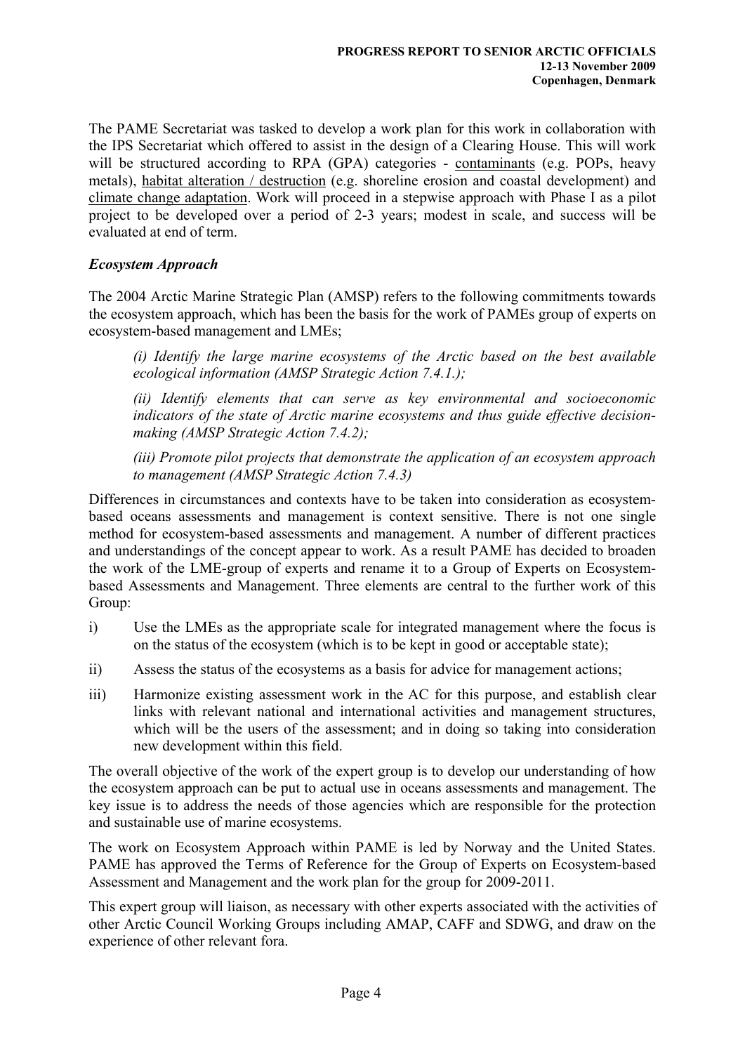The PAME Secretariat was tasked to develop a work plan for this work in collaboration with the IPS Secretariat which offered to assist in the design of a Clearing House. This will work will be structured according to RPA (GPA) categories - <u>contaminants</u> (e.g. POPs, heavy metals), <u>habitat alteration / destruction</u> (e.g. shoreline erosion and coastal development) and <u>climate change adaptation</u>. Work will proceed in a stepwise approach with Phase I as a pilot project to be developed over a period of 2-3 years; modest in scale, and success will be evaluated at end of term.

### *Ecosystem Approach*

The 2004 Arctic Marine Strategic Plan (AMSP) refers to the following commitments towards the ecosystem approach, which has been the basis for the work of PAMEs group of experts on ecosystem-based management and LMEs;

> *(i) Identify the large marine ecosystems of the Arctic based on the best available ecological information (AMSP Strategic Action 7.4.1.);*
>
> *(ii) Identify elements that can serve as key environmental and socioeconomic indicators of the state of Arctic marine ecosystems and thus guide effective decision-making (AMSP Strategic Action 7.4.2);*
>
> *(iii) Promote pilot projects that demonstrate the application of an ecosystem approach to management (AMSP Strategic Action 7.4.3)*

Differences in circumstances and contexts have to be taken into consideration as ecosystem-based oceans assessments and management is context sensitive. There is not one single method for ecosystem-based assessments and management. A number of different practices and understandings of the concept appear to work. As a result PAME has decided to broaden the work of the LME-group of experts and rename it to a Group of Experts on Ecosystem-based Assessments and Management. Three elements are central to the further work of this Group:

i) Use the LMEs as the appropriate scale for integrated management where the focus is on the status of the ecosystem (which is to be kept in good or acceptable state);

ii) Assess the status of the ecosystems as a basis for advice for management actions;

iii) Harmonize existing assessment work in the AC for this purpose, and establish clear links with relevant national and international activities and management structures, which will be the users of the assessment; and in doing so taking into consideration new development within this field.

The overall objective of the work of the expert group is to develop our understanding of how the ecosystem approach can be put to actual use in oceans assessments and management. The key issue is to address the needs of those agencies which are responsible for the protection and sustainable use of marine ecosystems.

The work on Ecosystem Approach within PAME is led by Norway and the United States. PAME has approved the Terms of Reference for the Group of Experts on Ecosystem-based Assessment and Management and the work plan for the group for 2009-2011.

This expert group will liaison, as necessary with other experts associated with the activities of other Arctic Council Working Groups including AMAP, CAFF and SDWG, and draw on the experience of other relevant fora.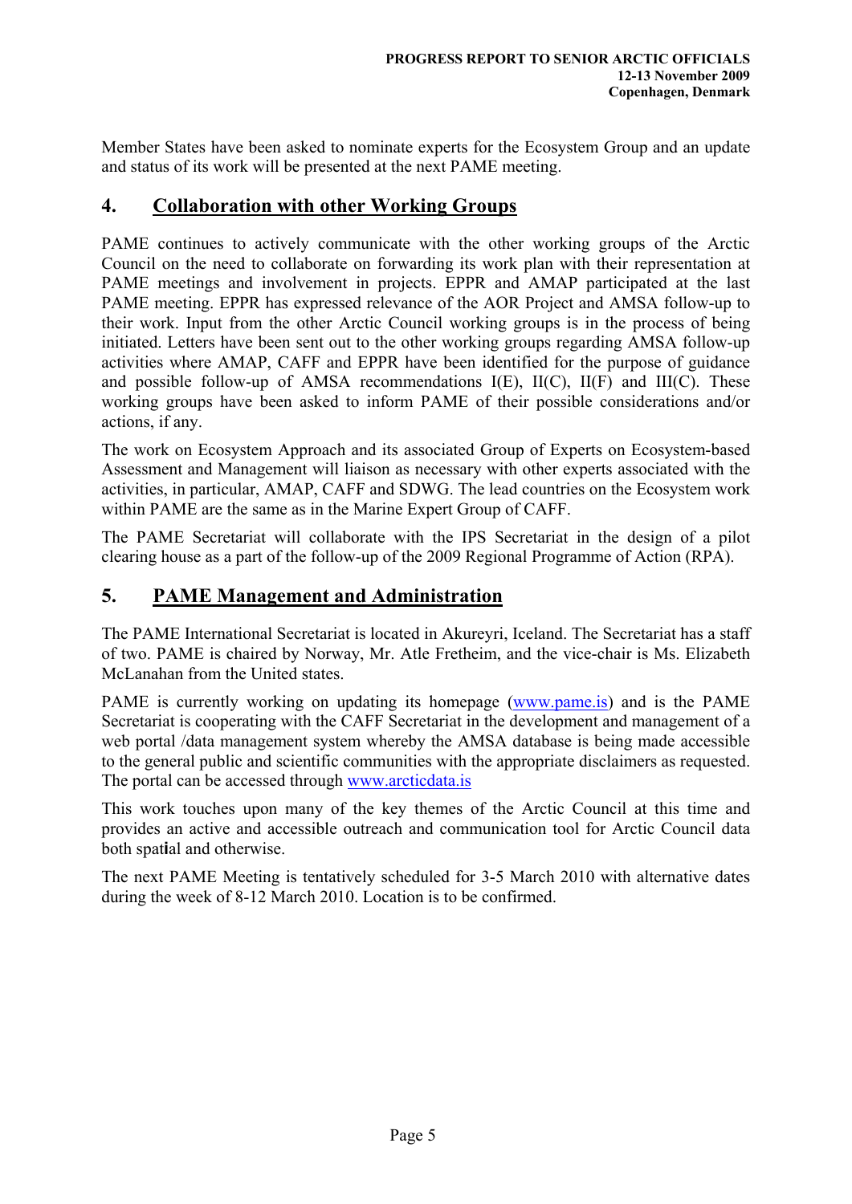Member States have been asked to nominate experts for the Ecosystem Group and an update and status of its work will be presented at the next PAME meeting.

## 4. Collaboration with other Working Groups

PAME continues to actively communicate with the other working groups of the Arctic Council on the need to collaborate on forwarding its work plan with their representation at PAME meetings and involvement in projects. EPPR and AMAP participated at the last PAME meeting. EPPR has expressed relevance of the AOR Project and AMSA follow-up to their work. Input from the other Arctic Council working groups is in the process of being initiated. Letters have been sent out to the other working groups regarding AMSA follow-up activities where AMAP, CAFF and EPPR have been identified for the purpose of guidance and possible follow-up of AMSA recommendations I(E), II(C), II(F) and III(C). These working groups have been asked to inform PAME of their possible considerations and/or actions, if any.

The work on Ecosystem Approach and its associated Group of Experts on Ecosystem-based Assessment and Management will liaison as necessary with other experts associated with the activities, in particular, AMAP, CAFF and SDWG. The lead countries on the Ecosystem work within PAME are the same as in the Marine Expert Group of CAFF.

The PAME Secretariat will collaborate with the IPS Secretariat in the design of a pilot clearing house as a part of the follow-up of the 2009 Regional Programme of Action (RPA).

## 5. PAME Management and Administration

The PAME International Secretariat is located in Akureyri, Iceland. The Secretariat has a staff of two. PAME is chaired by Norway, Mr. Atle Fretheim, and the vice-chair is Ms. Elizabeth McLanahan from the United states.

PAME is currently working on updating its homepage (www.pame.is) and is the PAME Secretariat is cooperating with the CAFF Secretariat in the development and management of a web portal /data management system whereby the AMSA database is being made accessible to the general public and scientific communities with the appropriate disclaimers as requested. The portal can be accessed through www.arcticdata.is

This work touches upon many of the key themes of the Arctic Council at this time and provides an active and accessible outreach and communication tool for Arctic Council data both spatial and otherwise.

The next PAME Meeting is tentatively scheduled for 3-5 March 2010 with alternative dates during the week of 8-12 March 2010. Location is to be confirmed.